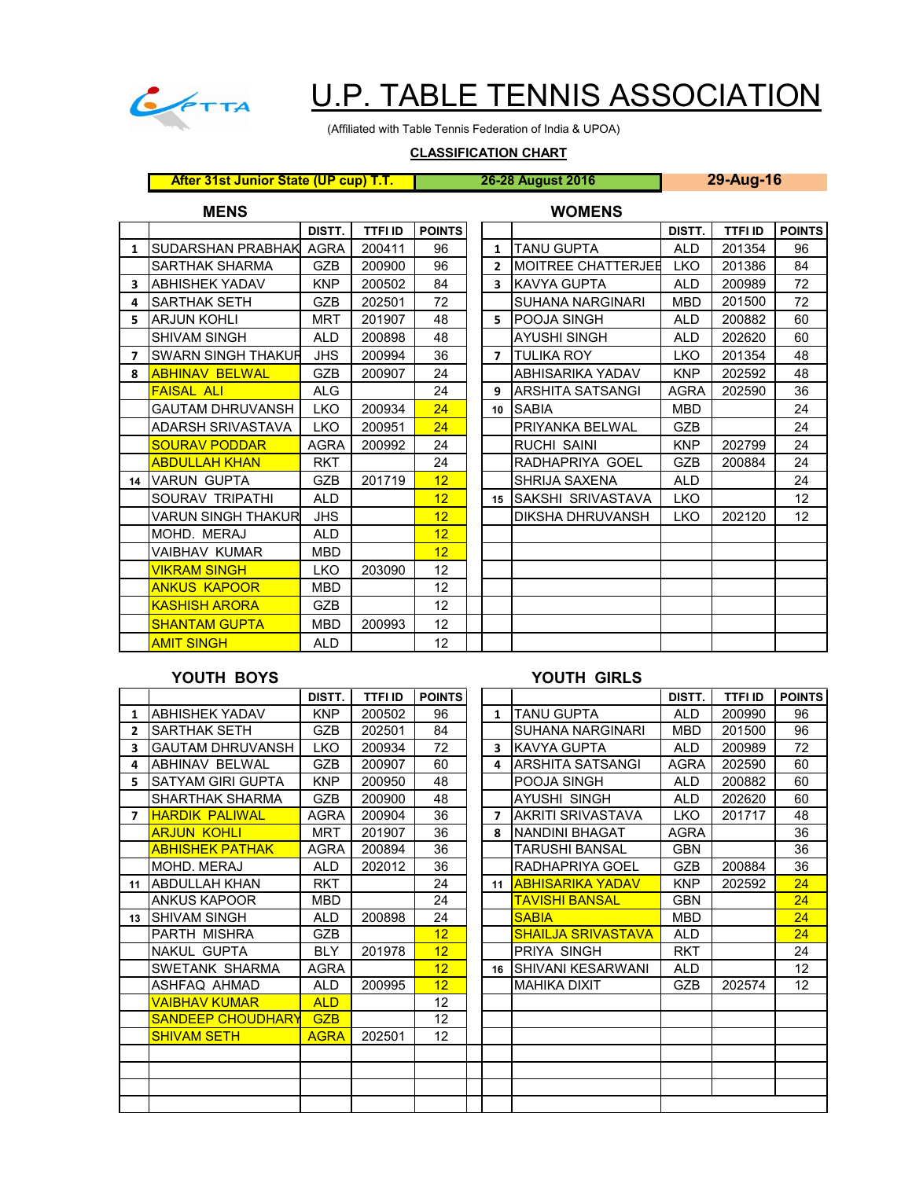# U.P. TABLE TENNIS ASSOCIATION

(Affiliated with Table Tennis Federation of India & UPOA)

**CLASSIFICATION CHART**

**After 31st Junior State (UP cup) T.T.** | **26-28 August 2016** | **29-Aug-16**

### MENS

| | | DISTT. | TTFI ID | POINTS |
|---|---|---|---|---|
| 1 | SUDARSHAN PRABHAK | AGRA | 200411 | 96 |
| | SARTHAK SHARMA | GZB | 200900 | 96 |
| 3 | ABHISHEK YADAV | KNP | 200502 | 84 |
| 4 | SARTHAK SETH | GZB | 202501 | 72 |
| 5 | ARJUN KOHLI | MRT | 201907 | 48 |
| | SHIVAM SINGH | ALD | 200898 | 48 |
| 7 | SWARN SINGH THAKUR | JHS | 200994 | 36 |
| 8 | ABHINAV BELWAL | GZB | 200907 | 24 |
| | FAISAL ALI | ALG | | 24 |
| | GAUTAM DHRUVANSH | LKO | 200934 | 24 |
| | ADARSH SRIVASTAVA | LKO | 200951 | 24 |
| | SOURAV PODDAR | AGRA | 200992 | 24 |
| | ABDULLAH KHAN | RKT | | 24 |
| 14 | VARUN GUPTA | GZB | 201719 | 12 |
| | SOURAV TRIPATHI | ALD | | 12 |
| | VARUN SINGH THAKUR | JHS | | 12 |
| | MOHD. MERAJ | ALD | | 12 |
| | VAIBHAV KUMAR | MBD | | 12 |
| | VIKRAM SINGH | LKO | 203090 | 12 |
| | ANKUS KAPOOR | MBD | | 12 |
| | KASHISH ARORA | GZB | | 12 |
| | SHANTAM GUPTA | MBD | 200993 | 12 |
| | AMIT SINGH | ALD | | 12 |

### WOMENS

| | | DISTT. | TTFI ID | POINTS |
|---|---|---|---|---|
| 1 | TANU GUPTA | ALD | 201354 | 96 |
| 2 | MOITREE CHATTERJEE | LKO | 201386 | 84 |
| 3 | KAVYA GUPTA | ALD | 200989 | 72 |
| | SUHANA NARGINARI | MBD | 201500 | 72 |
| 5 | POOJA SINGH | ALD | 200882 | 60 |
| | AYUSHI SINGH | ALD | 202620 | 60 |
| 7 | TULIKA ROY | LKO | 201354 | 48 |
| | ABHISARIKA YADAV | KNP | 202592 | 48 |
| 9 | ARSHITA SATSANGI | AGRA | 202590 | 36 |
| 10 | SABIA | MBD | | 24 |
| | PRIYANKA BELWAL | GZB | | 24 |
| | RUCHI SAINI | KNP | 202799 | 24 |
| | RADHAPRIYA GOEL | GZB | 200884 | 24 |
| | SHRIJA SAXENA | ALD | | 24 |
| 15 | SAKSHI SRIVASTAVA | LKO | | 12 |
| | DIKSHA DHRUVANSH | LKO | 202120 | 12 |

### YOUTH BOYS

| | | DISTT. | TTFI ID | POINTS |
|---|---|---|---|---|
| 1 | ABHISHEK YADAV | KNP | 200502 | 96 |
| 2 | SARTHAK SETH | GZB | 202501 | 84 |
| 3 | GAUTAM DHRUVANSH | LKO | 200934 | 72 |
| 4 | ABHINAV BELWAL | GZB | 200907 | 60 |
| 5 | SATYAM GIRI GUPTA | KNP | 200950 | 48 |
| | SHARTHAK SHARMA | GZB | 200900 | 48 |
| 7 | HARDIK PALIWAL | AGRA | 200904 | 36 |
| | ARJUN KOHLI | MRT | 201907 | 36 |
| | ABHISHEK PATHAK | AGRA | 200894 | 36 |
| | MOHD. MERAJ | ALD | 202012 | 36 |
| 11 | ABDULLAH KHAN | RKT | | 24 |
| | ANKUS KAPOOR | MBD | | 24 |
| 13 | SHIVAM SINGH | ALD | 200898 | 24 |
| | PARTH MISHRA | GZB | | 12 |
| | NAKUL GUPTA | BLY | 201978 | 12 |
| | SWETANK SHARMA | AGRA | | 12 |
| | ASHFAQ AHMAD | ALD | 200995 | 12 |
| | VAIBHAV KUMAR | ALD | | 12 |
| | SANDEEP CHOUDHARY | GZB | | 12 |
| | SHIVAM SETH | AGRA | 202501 | 12 |

### YOUTH GIRLS

| | | DISTT. | TTFI ID | POINTS |
|---|---|---|---|---|
| 1 | TANU GUPTA | ALD | 200990 | 96 |
| | SUHANA NARGINARI | MBD | 201500 | 96 |
| 3 | KAVYA GUPTA | ALD | 200989 | 72 |
| 4 | ARSHITA SATSANGI | AGRA | 202590 | 60 |
| | POOJA SINGH | ALD | 200882 | 60 |
| | AYUSHI SINGH | ALD | 202620 | 60 |
| 7 | AKRITI SRIVASTAVA | LKO | 201717 | 48 |
| 8 | NANDINI BHAGAT | AGRA | | 36 |
| | TARUSHI BANSAL | GBN | | 36 |
| | RADHAPRIYA GOEL | GZB | 200884 | 36 |
| 11 | ABHISARIKA YADAV | KNP | 202592 | 24 |
| | TAVISHI BANSAL | GBN | | 24 |
| | SABIA | MBD | | 24 |
| | SHAILJA SRIVASTAVA | ALD | | 24 |
| | PRIYA SINGH | RKT | | 24 |
| 16 | SHIVANI KESARWANI | ALD | | 12 |
| | MAHIKA DIXIT | GZB | 202574 | 12 |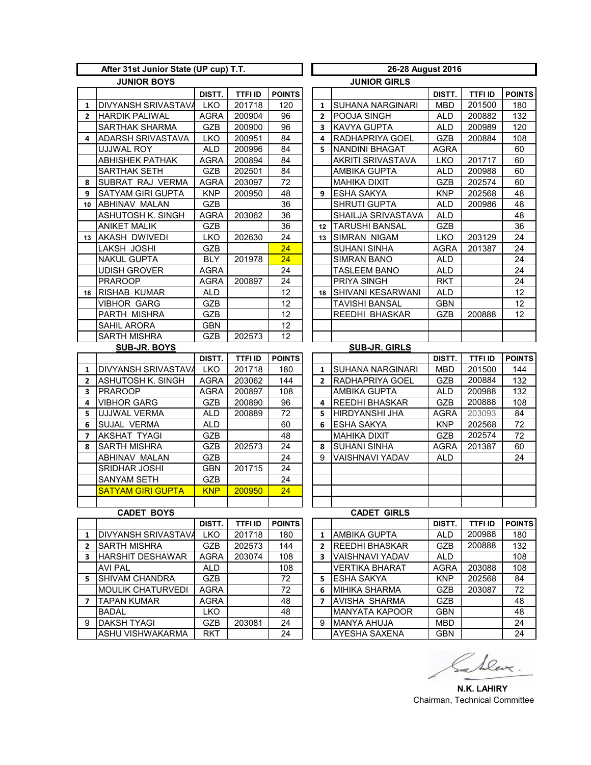**After 31st Junior State (UP cup) T.T. — 26-28 August 2016**

### JUNIOR BOYS

| | | DISTT. | TTFI ID | POINTS |
|---|---|---|---|---|
| 1 | DIVYANSH SRIVASTAVA | LKO | 201718 | 120 |
| 2 | HARDIK PALIWAL | AGRA | 200904 | 96 |
| | SARTHAK SHARMA | GZB | 200900 | 96 |
| 4 | ADARSH SRIVASTAVA | LKO | 200951 | 84 |
| | UJJWAL ROY | ALD | 200996 | 84 |
| | ABHISHEK PATHAK | AGRA | 200894 | 84 |
| | SARTHAK SETH | GZB | 202501 | 84 |
| 8 | SUBRAT RAJ VERMA | AGRA | 203097 | 72 |
| 9 | SATYAM GIRI GUPTA | KNP | 200950 | 48 |
| 10 | ABHINAV MALAN | GZB | | 36 |
| | ASHUTOSH K. SINGH | AGRA | 203062 | 36 |
| | ANIKET MALIK | GZB | | 36 |
| 13 | AKASH DWIVEDI | LKO | 202630 | 24 |
| | LAKSH JOSHI | GZB | | 24 |
| | NAKUL GUPTA | BLY | 201978 | 24 |
| | UDISH GROVER | AGRA | | 24 |
| | PRAROOP | AGRA | 200897 | 24 |
| 18 | RISHAB KUMAR | ALD | | 12 |
| | VIBHOR GARG | GZB | | 12 |
| | PARTH MISHRA | GZB | | 12 |
| | SAHIL ARORA | GBN | | 12 |
| | SARTH MISHRA | GZB | 202573 | 12 |

### JUNIOR GIRLS

| | | DISTT. | TTFI ID | POINTS |
|---|---|---|---|---|
| 1 | SUHANA NARGINARI | MBD | 201500 | 180 |
| 2 | POOJA SINGH | ALD | 200882 | 132 |
| 3 | KAVYA GUPTA | ALD | 200989 | 120 |
| 4 | RADHAPRIYA GOEL | GZB | 200884 | 108 |
| 5 | NANDINI BHAGAT | AGRA | | 60 |
| | AKRITI SRIVASTAVA | LKO | 201717 | 60 |
| | AMBIKA GUPTA | ALD | 200988 | 60 |
| | MAHIKA DIXIT | GZB | 202574 | 60 |
| 9 | ESHA SAKYA | KNP | 202568 | 48 |
| | SHRUTI GUPTA | ALD | 200986 | 48 |
| | SHAILJA SRIVASTAVA | ALD | | 48 |
| 12 | TARUSHI BANSAL | GZB | | 36 |
| 13 | SIMRAN NIGAM | LKO | 203129 | 24 |
| | SUHANI SINHA | AGRA | 201387 | 24 |
| | SIMRAN BANO | ALD | | 24 |
| | TASLEEM BANO | ALD | | 24 |
| | PRIYA SINGH | RKT | | 24 |
| 18 | SHIVANI KESARWANI | ALD | | 12 |
| | TAVISHI BANSAL | GBN | | 12 |
| | REEDHI BHASKAR | GZB | 200888 | 12 |

### SUB-JR. BOYS

| | | DISTT. | TTFI ID | POINTS |
|---|---|---|---|---|
| 1 | DIVYANSH SRIVASTAVA | LKO | 201718 | 180 |
| 2 | ASHUTOSH K. SINGH | AGRA | 203062 | 144 |
| 3 | PRAROOP | AGRA | 200897 | 108 |
| 4 | VIBHOR GARG | GZB | 200890 | 96 |
| 5 | UJJWAL VERMA | ALD | 200889 | 72 |
| 6 | SUJAL VERMA | ALD | | 60 |
| 7 | AKSHAT TYAGI | GZB | | 48 |
| 8 | SARTH MISHRA | GZB | 202573 | 24 |
| | ABHINAV MALAN | GZB | | 24 |
| | SRIDHAR JOSHI | GBN | 201715 | 24 |
| | SANYAM SETH | GZB | | 24 |
| | SATYAM GIRI GUPTA | KNP | 200950 | 24 |

### SUB-JR. GIRLS

| | | DISTT. | TTFI ID | POINTS |
|---|---|---|---|---|
| 1 | SUHANA NARGINARI | MBD | 201500 | 144 |
| 2 | RADHAPRIYA GOEL | GZB | 200884 | 132 |
| | AMBIKA GUPTA | ALD | 200988 | 132 |
| 4 | REEDHI BHASKAR | GZB | 200888 | 108 |
| 5 | HIRDYANSHI JHA | AGRA | 203093 | 84 |
| 6 | ESHA SAKYA | KNP | 202568 | 72 |
| | MAHIKA DIXIT | GZB | 202574 | 72 |
| 8 | SUHANI SINHA | AGRA | 201387 | 60 |
| 9 | VAISHNAVI YADAV | ALD | | 24 |

### CADET BOYS

| | | DISTT. | TTFI ID | POINTS |
|---|---|---|---|---|
| 1 | DIVYANSH SRIVASTAVA | LKO | 201718 | 180 |
| 2 | SARTH MISHRA | GZB | 202573 | 144 |
| 3 | HARSHIT DESHAWAR | AGRA | 203074 | 108 |
| | AVI PAL | ALD | | 108 |
| 5 | SHIVAM CHANDRA | GZB | | 72 |
| | MOULIK CHATURVEDI | AGRA | | 72 |
| 7 | TAPAN KUMAR | AGRA | | 48 |
| | BADAL | LKO | | 48 |
| 9 | DAKSH TYAGI | GZB | 203081 | 24 |
| | ASHU VISHWAKARMA | RKT | | 24 |

### CADET GIRLS

| | | DISTT. | TTFI ID | POINTS |
|---|---|---|---|---|
| 1 | AMBIKA GUPTA | ALD | 200988 | 180 |
| 2 | REEDHI BHASKAR | GZB | 200888 | 132 |
| 3 | VAISHNAVI YADAV | ALD | | 108 |
| | VERTIKA BHARAT | AGRA | 203088 | 108 |
| 5 | ESHA SAKYA | KNP | 202568 | 84 |
| 6 | MIHIKA SHARMA | GZB | 203087 | 72 |
| 7 | AVISHA SHARMA | GZB | | 48 |
| | MANYATA KAPOOR | GBN | | 48 |
| 9 | MANYA AHUJA | MBD | | 24 |
| | AYESHA SAXENA | GBN | | 24 |

**N.K. LAHIRY**
Chairman, Technical Committee